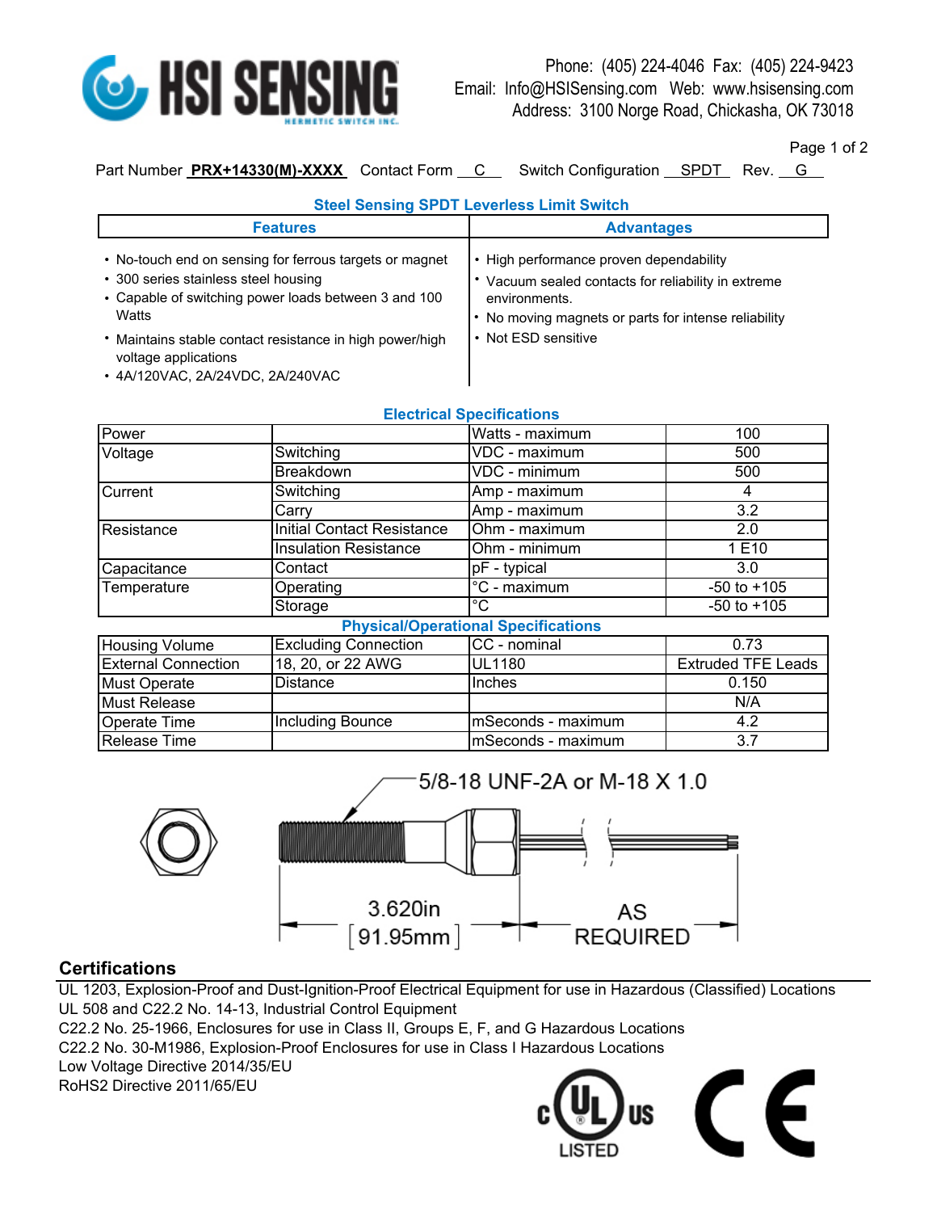# HSI SENSING

Phone: (405) 224-4046 Fax: (405) 224-9423
Email: Info@HSISensing.com Web: www.hsisensing.com
Address: 3100 Norge Road, Chickasha, OK 73018

Part Number **PRX+14330(M)-XXXX** Contact Form C Switch Configuration SPDT Rev. G

## Steel Sensing SPDT Leverless Limit Switch

| Features | Advantages |
|---|---|
| • No-touch end on sensing for ferrous targets or magnet<br>• 300 series stainless steel housing<br>• Capable of switching power loads between 3 and 100 Watts<br>• Maintains stable contact resistance in high power/high voltage applications<br>• 4A/120VAC, 2A/24VDC, 2A/240VAC | • High performance proven dependability<br>• Vacuum sealed contacts for reliability in extreme environments.<br>• No moving magnets or parts for intense reliability<br>• Not ESD sensitive |

### Electrical Specifications

| | | | |
|---|---|---|---|
| Power | | Watts - maximum | 100 |
| Voltage | Switching | VDC - maximum | 500 |
| | Breakdown | VDC - minimum | 500 |
| Current | Switching | Amp - maximum | 4 |
| | Carry | Amp - maximum | 3.2 |
| Resistance | Initial Contact Resistance | Ohm - maximum | 2.0 |
| | Insulation Resistance | Ohm - minimum | 1 E10 |
| Capacitance | Contact | pF - typical | 3.0 |
| Temperature | Operating | °C - maximum | -50 to +105 |
| | Storage | °C | -50 to +105 |

### Physical/Operational Specifications

| | | | |
|---|---|---|---|
| Housing Volume | Excluding Connection | CC - nominal | 0.73 |
| External Connection | 18, 20, or 22 AWG | UL1180 | Extruded TFE Leads |
| Must Operate | Distance | Inches | 0.150 |
| Must Release | | | N/A |
| Operate Time | Including Bounce | mSeconds - maximum | 4.2 |
| Release Time | | mSeconds - maximum | 3.7 |

5/8-18 UNF-2A or M-18 X 1.0

3.620in [91.95mm]

AS REQUIRED

## Certifications

UL 1203, Explosion-Proof and Dust-Ignition-Proof Electrical Equipment for use in Hazardous (Classified) Locations
UL 508 and C22.2 No. 14-13, Industrial Control Equipment
C22.2 No. 25-1966, Enclosures for use in Class II, Groups E, F, and G Hazardous Locations
C22.2 No. 30-M1986, Explosion-Proof Enclosures for use in Class I Hazardous Locations
Low Voltage Directive 2014/35/EU
RoHS2 Directive 2011/65/EU

c UL us LISTED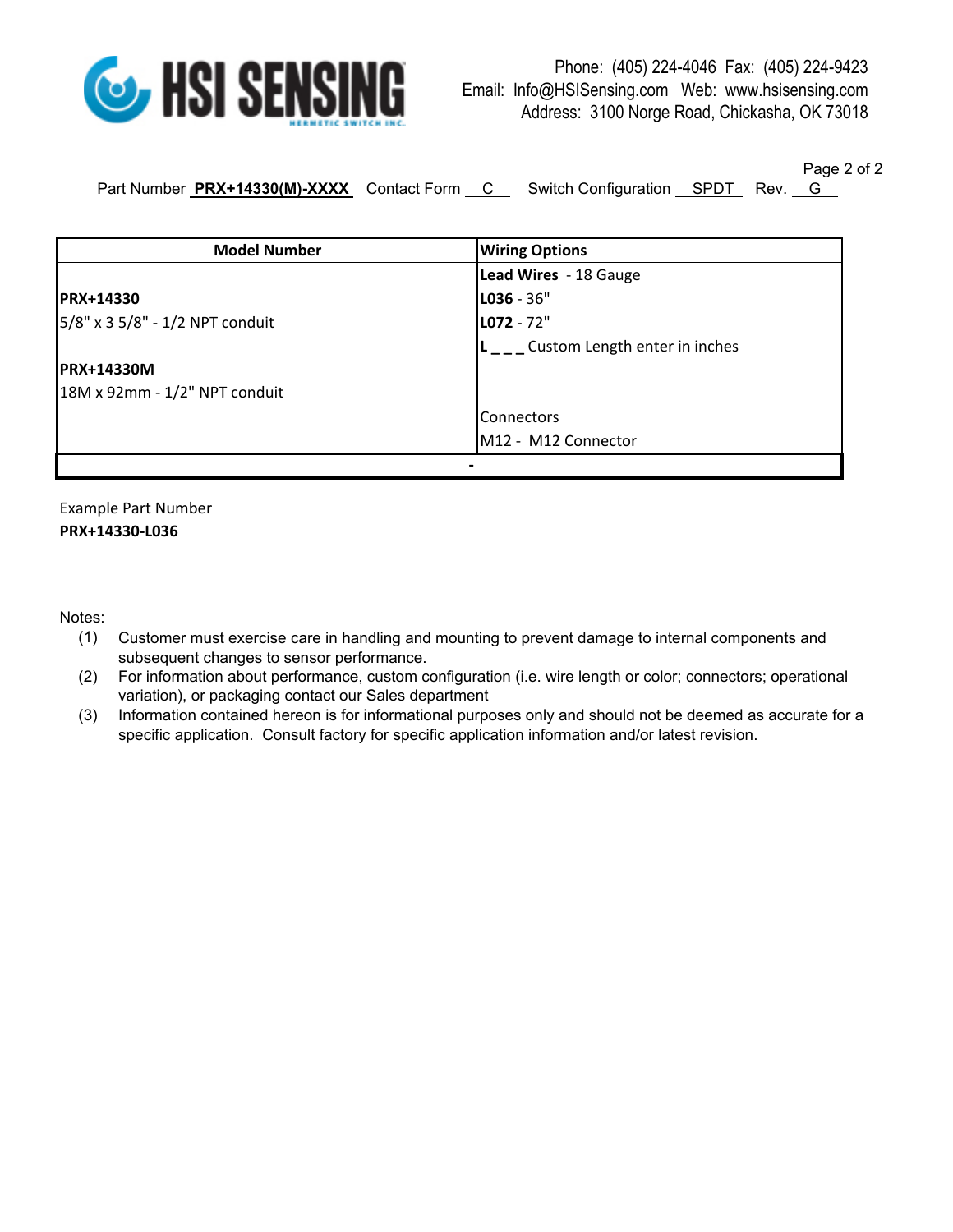HSI SENSING
HERMETIC SWITCH INC.

Phone: (405) 224-4046 Fax: (405) 224-9423
Email: Info@HSISensing.com Web: www.hsisensing.com
Address: 3100 Norge Road, Chickasha, OK 73018

Part Number **PRX+14330(M)-XXXX** Contact Form C Switch Configuration SPDT Rev. G

| Model Number | Wiring Options |
|---|---|
| | **Lead Wires** - 18 Gauge |
| **PRX+14330** | **L036** - 36" |
| 5/8" x 3 5/8" - 1/2 NPT conduit | **L072** - 72" |
| | **L _ _ _** Custom Length enter in inches |
| **PRX+14330M** | |
| 18M x 92mm - 1/2" NPT conduit | |
| | Connectors |
| | M12 - M12 Connector |
| - | |

Example Part Number
**PRX+14330-L036**

Notes:

(1) Customer must exercise care in handling and mounting to prevent damage to internal components and subsequent changes to sensor performance.

(2) For information about performance, custom configuration (i.e. wire length or color; connectors; operational variation), or packaging contact our Sales department

(3) Information contained hereon is for informational purposes only and should not be deemed as accurate for a specific application. Consult factory for specific application information and/or latest revision.